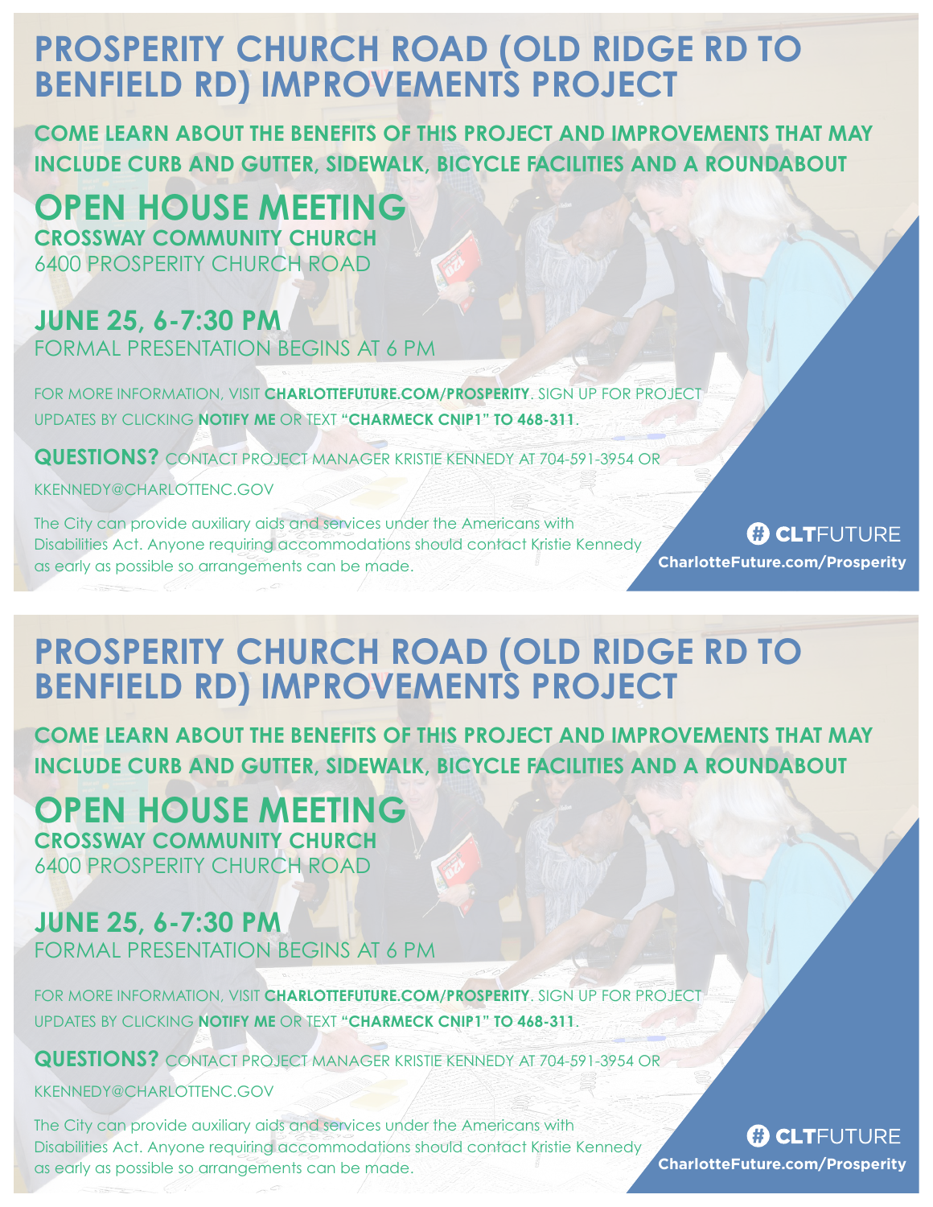# PROSPERITY CHURCH ROAD (OLD RIDGE RD TO BENFIELD RD) IMPROVEMENTS PROJECT

**COME LEARN ABOUT THE BENEFITS OF THIS PROJECT AND IMPROVEMENTS THAT MAY INCLUDE CURB AND GUTTER, SIDEWALK, BICYCLE FACILITIES AND A ROUNDABOUT**

## OPEN HOUSE MEETING

**CROSSWAY COMMUNITY CHURCH**
6400 PROSPERITY CHURCH ROAD

**JUNE 25, 6-7:30 PM**
FORMAL PRESENTATION BEGINS AT 6 PM

FOR MORE INFORMATION, VISIT **CHARLOTTEFUTURE.COM/PROSPERITY**. SIGN UP FOR PROJECT UPDATES BY CLICKING **NOTIFY ME** OR TEXT **"CHARMECK CNIP1" TO 468-311**.

**QUESTIONS?** CONTACT PROJECT MANAGER KRISTIE KENNEDY AT 704-591-3954 OR KKENNEDY@CHARLOTTENC.GOV

The City can provide auxiliary aids and services under the Americans with Disabilities Act. Anyone requiring accommodations should contact Kristie Kennedy as early as possible so arrangements can be made.

# CLTFUTURE
**CharlotteFuture.com/Prosperity**

---

# PROSPERITY CHURCH ROAD (OLD RIDGE RD TO BENFIELD RD) IMPROVEMENTS PROJECT

**COME LEARN ABOUT THE BENEFITS OF THIS PROJECT AND IMPROVEMENTS THAT MAY INCLUDE CURB AND GUTTER, SIDEWALK, BICYCLE FACILITIES AND A ROUNDABOUT**

## OPEN HOUSE MEETING

**CROSSWAY COMMUNITY CHURCH**
6400 PROSPERITY CHURCH ROAD

**JUNE 25, 6-7:30 PM**
FORMAL PRESENTATION BEGINS AT 6 PM

FOR MORE INFORMATION, VISIT **CHARLOTTEFUTURE.COM/PROSPERITY**. SIGN UP FOR PROJECT UPDATES BY CLICKING **NOTIFY ME** OR TEXT **"CHARMECK CNIP1" TO 468-311**.

**QUESTIONS?** CONTACT PROJECT MANAGER KRISTIE KENNEDY AT 704-591-3954 OR KKENNEDY@CHARLOTTENC.GOV

The City can provide auxiliary aids and services under the Americans with Disabilities Act. Anyone requiring accommodations should contact Kristie Kennedy as early as possible so arrangements can be made.

# CLTFUTURE
**CharlotteFuture.com/Prosperity**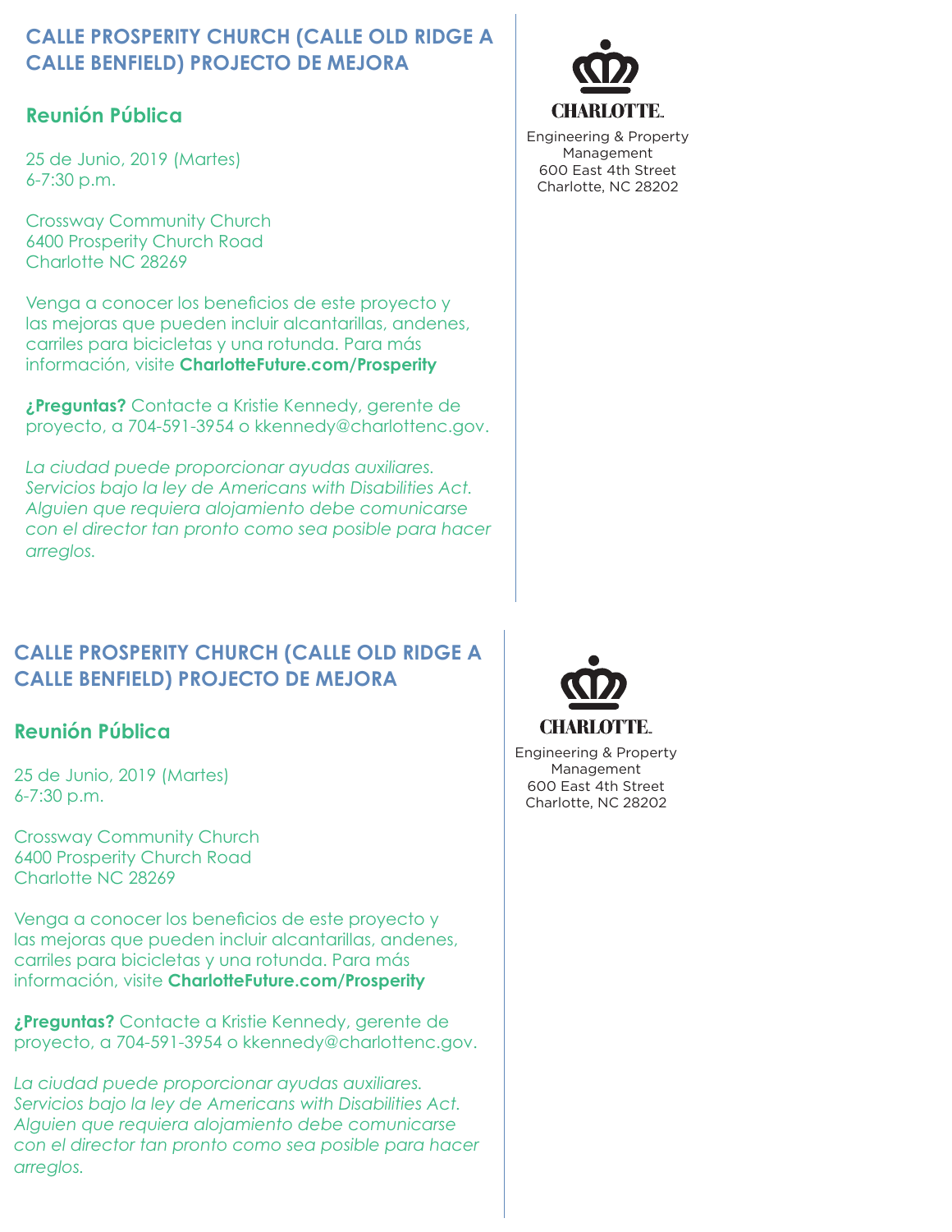## CALLE PROSPERITY CHURCH (CALLE OLD RIDGE A CALLE BENFIELD) PROJECTO DE MEJORA

### Reunión Pública

25 de Junio, 2019 (Martes)
6-7:30 p.m.

Crossway Community Church
6400 Prosperity Church Road
Charlotte NC 28269

Venga a conocer los beneficios de este proyecto y las mejoras que pueden incluir alcantarillas, andenes, carriles para bicicletas y una rotunda. Para más información, visite **CharlotteFuture.com/Prosperity**

**¿Preguntas?** Contacte a Kristie Kennedy, gerente de proyecto, a 704-591-3954 o kkennedy@charlottenc.gov.

*La ciudad puede proporcionar ayudas auxiliares. Servicios bajo la ley de Americans with Disabilities Act. Alguien que requiera alojamiento debe comunicarse con el director tan pronto como sea posible para hacer arreglos.*

CHARLOTTE.

Engineering & Property Management
600 East 4th Street
Charlotte, NC 28202

## CALLE PROSPERITY CHURCH (CALLE OLD RIDGE A CALLE BENFIELD) PROJECTO DE MEJORA

### Reunión Pública

25 de Junio, 2019 (Martes)
6-7:30 p.m.

Crossway Community Church
6400 Prosperity Church Road
Charlotte NC 28269

Venga a conocer los beneficios de este proyecto y las mejoras que pueden incluir alcantarillas, andenes, carriles para bicicletas y una rotunda. Para más información, visite **CharlotteFuture.com/Prosperity**

**¿Preguntas?** Contacte a Kristie Kennedy, gerente de proyecto, a 704-591-3954 o kkennedy@charlottenc.gov.

*La ciudad puede proporcionar ayudas auxiliares. Servicios bajo la ley de Americans with Disabilities Act. Alguien que requiera alojamiento debe comunicarse con el director tan pronto como sea posible para hacer arreglos.*

CHARLOTTE.

Engineering & Property Management
600 East 4th Street
Charlotte, NC 28202